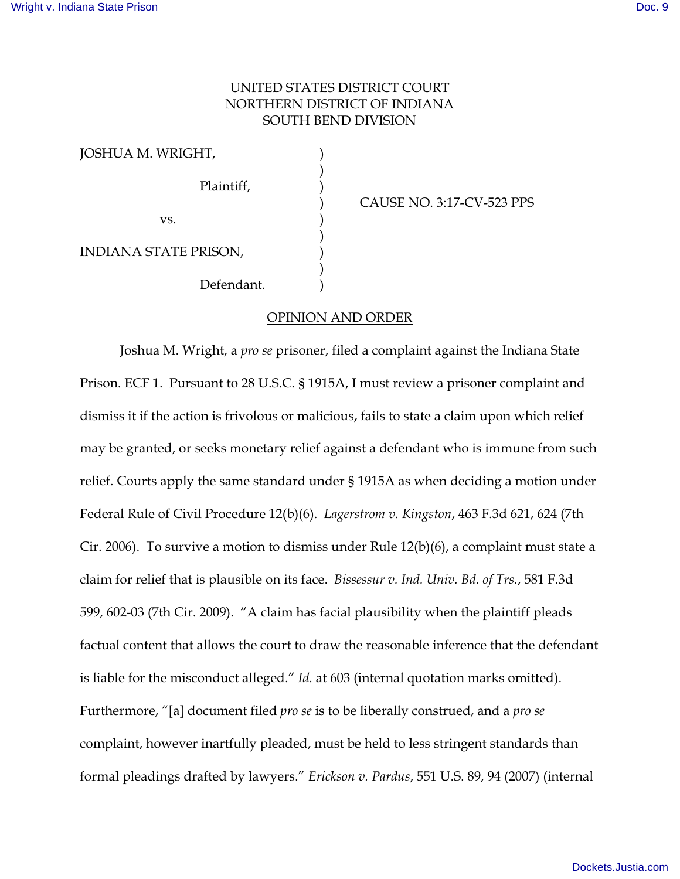UNITED STATES DISTRICT COURT
NORTHERN DISTRICT OF INDIANA
SOUTH BEND DIVISION

| | | |
|---|---|---|
| JOSHUA M. WRIGHT, | ) | |
| | ) | |
| Plaintiff, | ) | |
| | ) | CAUSE NO. 3:17-CV-523 PPS |
| vs. | ) | |
| | ) | |
| INDIANA STATE PRISON, | ) | |
| | ) | |
| Defendant. | ) | |

OPINION AND ORDER

Joshua M. Wright, a *pro se* prisoner, filed a complaint against the Indiana State Prison. ECF 1. Pursuant to 28 U.S.C. § 1915A, I must review a prisoner complaint and dismiss it if the action is frivolous or malicious, fails to state a claim upon which relief may be granted, or seeks monetary relief against a defendant who is immune from such relief. Courts apply the same standard under § 1915A as when deciding a motion under Federal Rule of Civil Procedure 12(b)(6). *Lagerstrom v. Kingston*, 463 F.3d 621, 624 (7th Cir. 2006). To survive a motion to dismiss under Rule 12(b)(6), a complaint must state a claim for relief that is plausible on its face. *Bissessur v. Ind. Univ. Bd. of Trs.*, 581 F.3d 599, 602-03 (7th Cir. 2009). "A claim has facial plausibility when the plaintiff pleads factual content that allows the court to draw the reasonable inference that the defendant is liable for the misconduct alleged." *Id.* at 603 (internal quotation marks omitted). Furthermore, "[a] document filed *pro se* is to be liberally construed, and a *pro se* complaint, however inartfully pleaded, must be held to less stringent standards than formal pleadings drafted by lawyers." *Erickson v. Pardus*, 551 U.S. 89, 94 (2007) (internal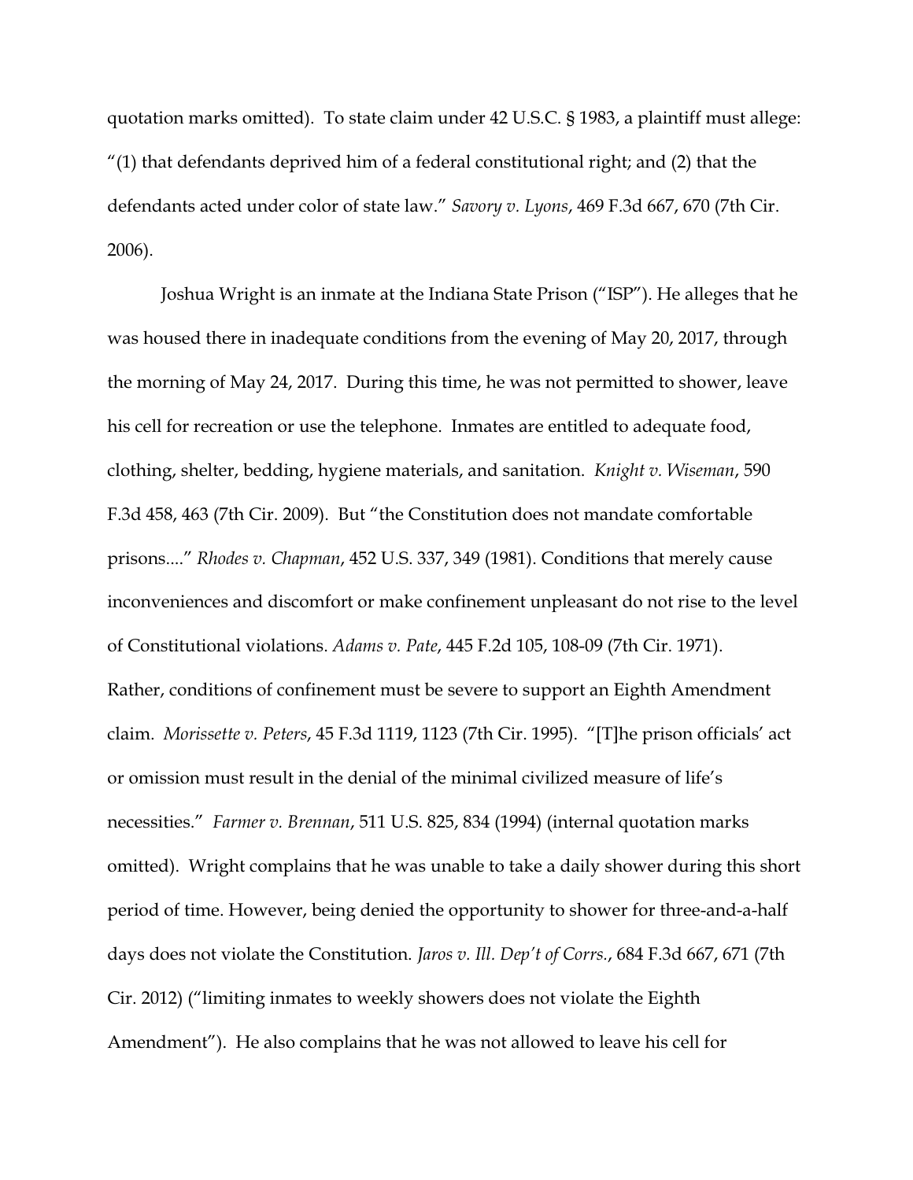quotation marks omitted). To state claim under 42 U.S.C. § 1983, a plaintiff must allege: "(1) that defendants deprived him of a federal constitutional right; and (2) that the defendants acted under color of state law." *Savory v. Lyons*, 469 F.3d 667, 670 (7th Cir. 2006).

Joshua Wright is an inmate at the Indiana State Prison ("ISP"). He alleges that he was housed there in inadequate conditions from the evening of May 20, 2017, through the morning of May 24, 2017. During this time, he was not permitted to shower, leave his cell for recreation or use the telephone. Inmates are entitled to adequate food, clothing, shelter, bedding, hygiene materials, and sanitation. *Knight v. Wiseman*, 590 F.3d 458, 463 (7th Cir. 2009). But "the Constitution does not mandate comfortable prisons...." *Rhodes v. Chapman*, 452 U.S. 337, 349 (1981). Conditions that merely cause inconveniences and discomfort or make confinement unpleasant do not rise to the level of Constitutional violations. *Adams v. Pate*, 445 F.2d 105, 108-09 (7th Cir. 1971). Rather, conditions of confinement must be severe to support an Eighth Amendment claim. *Morissette v. Peters*, 45 F.3d 1119, 1123 (7th Cir. 1995). "[T]he prison officials' act or omission must result in the denial of the minimal civilized measure of life's necessities." *Farmer v. Brennan*, 511 U.S. 825, 834 (1994) (internal quotation marks omitted). Wright complains that he was unable to take a daily shower during this short period of time. However, being denied the opportunity to shower for three-and-a-half days does not violate the Constitution. *Jaros v. Ill. Dep't of Corrs.*, 684 F.3d 667, 671 (7th Cir. 2012) ("limiting inmates to weekly showers does not violate the Eighth Amendment"). He also complains that he was not allowed to leave his cell for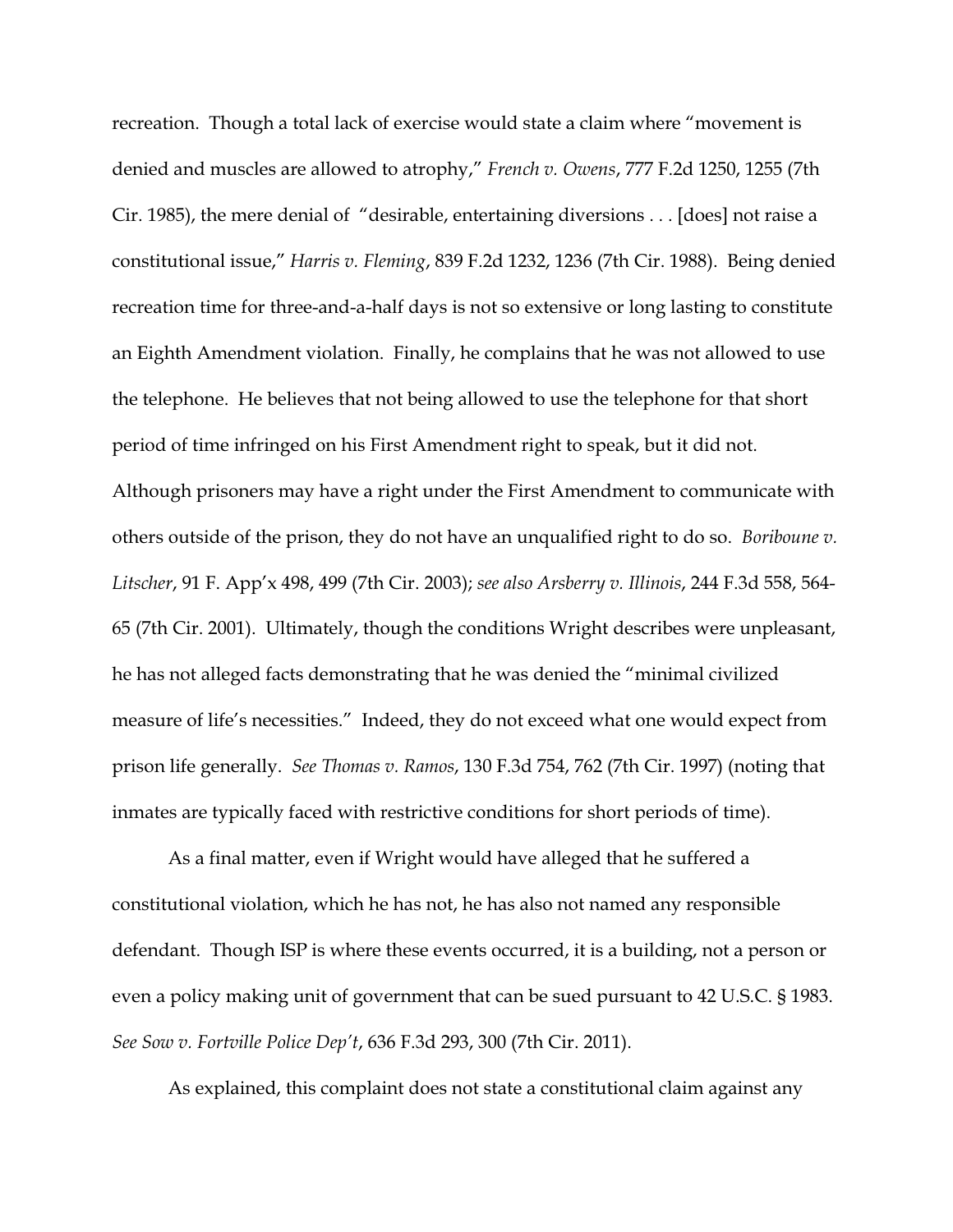recreation. Though a total lack of exercise would state a claim where "movement is denied and muscles are allowed to atrophy," *French v. Owens*, 777 F.2d 1250, 1255 (7th Cir. 1985), the mere denial of "desirable, entertaining diversions . . . [does] not raise a constitutional issue," *Harris v. Fleming*, 839 F.2d 1232, 1236 (7th Cir. 1988). Being denied recreation time for three-and-a-half days is not so extensive or long lasting to constitute an Eighth Amendment violation. Finally, he complains that he was not allowed to use the telephone. He believes that not being allowed to use the telephone for that short period of time infringed on his First Amendment right to speak, but it did not. Although prisoners may have a right under the First Amendment to communicate with others outside of the prison, they do not have an unqualified right to do so. *Boriboune v. Litscher*, 91 F. App'x 498, 499 (7th Cir. 2003); *see also Arsberry v. Illinois*, 244 F.3d 558, 564-65 (7th Cir. 2001). Ultimately, though the conditions Wright describes were unpleasant, he has not alleged facts demonstrating that he was denied the "minimal civilized measure of life's necessities." Indeed, they do not exceed what one would expect from prison life generally. *See Thomas v. Ramos*, 130 F.3d 754, 762 (7th Cir. 1997) (noting that inmates are typically faced with restrictive conditions for short periods of time).

As a final matter, even if Wright would have alleged that he suffered a constitutional violation, which he has not, he has also not named any responsible defendant. Though ISP is where these events occurred, it is a building, not a person or even a policy making unit of government that can be sued pursuant to 42 U.S.C. § 1983. *See Sow v. Fortville Police Dep't*, 636 F.3d 293, 300 (7th Cir. 2011).

As explained, this complaint does not state a constitutional claim against any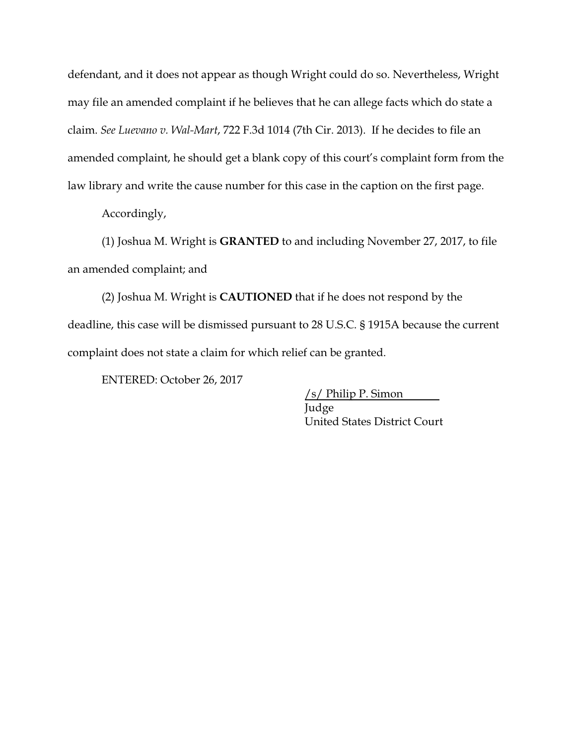defendant, and it does not appear as though Wright could do so. Nevertheless, Wright may file an amended complaint if he believes that he can allege facts which do state a claim. *See Luevano v. Wal-Mart*, 722 F.3d 1014 (7th Cir. 2013). If he decides to file an amended complaint, he should get a blank copy of this court's complaint form from the law library and write the cause number for this case in the caption on the first page.

Accordingly,

(1) Joshua M. Wright is **GRANTED** to and including November 27, 2017, to file an amended complaint; and

(2) Joshua M. Wright is **CAUTIONED** that if he does not respond by the deadline, this case will be dismissed pursuant to 28 U.S.C. § 1915A because the current complaint does not state a claim for which relief can be granted.

ENTERED: October 26, 2017

/s/ Philip P. Simon
Judge
United States District Court